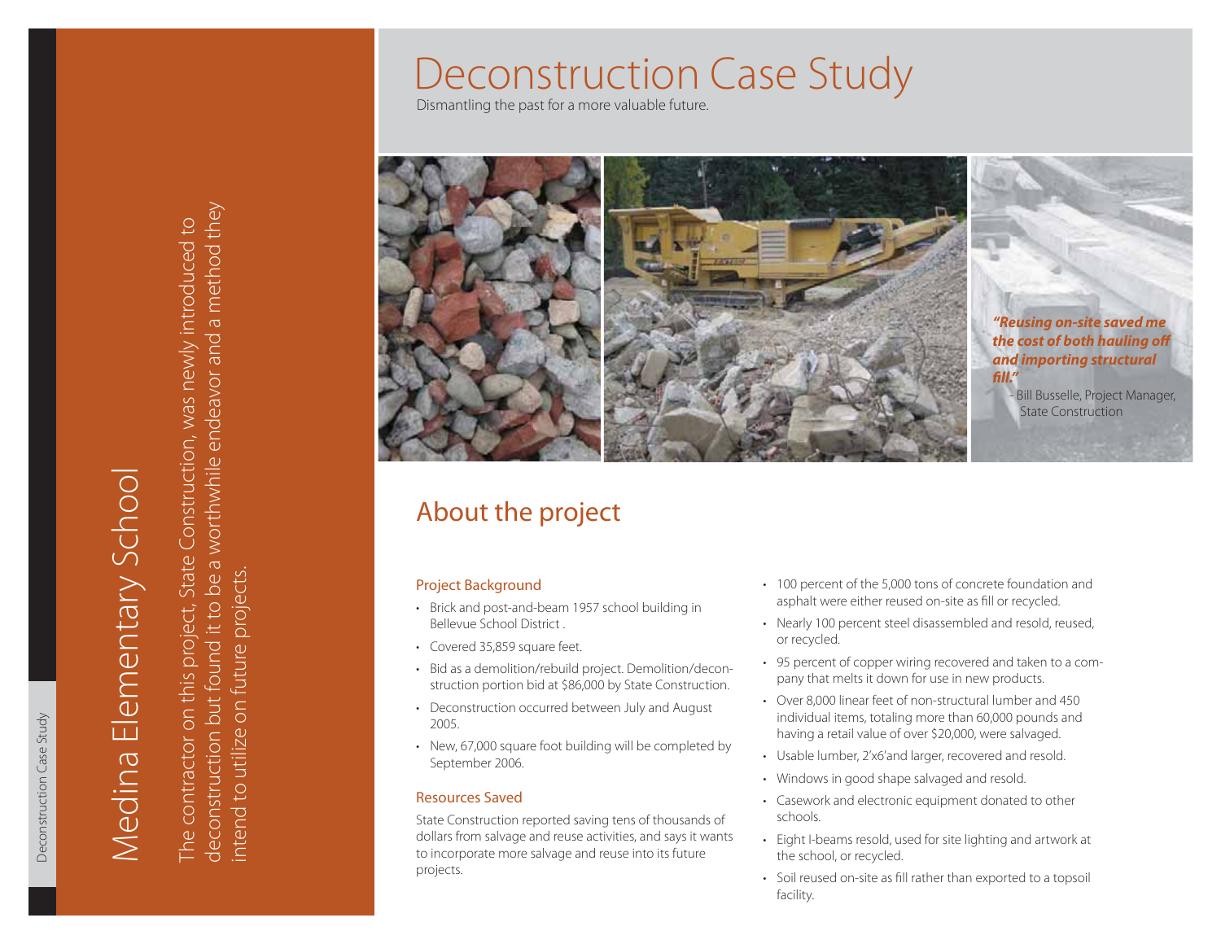# Deconstruction Case Study

Dismantling the past for a more valuable future.

## Medina Elementary School

The contractor on this project, State Construction, was newly introduced to deconstruction but found it to be a worthwhile endeavor and a method they intend to utilize on future projects.

***"Reusing on-site saved me the cost of both hauling off and importing structural fill."***

- Bill Busselle, Project Manager, State Construction

## About the project

### Project Background

- Brick and post-and-beam 1957 school building in Bellevue School District .
- Covered 35,859 square feet.
- Bid as a demolition/rebuild project. Demolition/deconstruction portion bid at $86,000 by State Construction.
- Deconstruction occurred between July and August 2005.
- New, 67,000 square foot building will be completed by September 2006.

### Resources Saved

State Construction reported saving tens of thousands of dollars from salvage and reuse activities, and says it wants to incorporate more salvage and reuse into its future projects.

- 100 percent of the 5,000 tons of concrete foundation and asphalt were either reused on-site as fill or recycled.
- Nearly 100 percent steel disassembled and resold, reused, or recycled.
- 95 percent of copper wiring recovered and taken to a company that melts it down for use in new products.
- Over 8,000 linear feet of non-structural lumber and 450 individual items, totaling more than 60,000 pounds and having a retail value of over $20,000, were salvaged.
- Usable lumber, 2'x6'and larger, recovered and resold.
- Windows in good shape salvaged and resold.
- Casework and electronic equipment donated to other schools.
- Eight I-beams resold, used for site lighting and artwork at the school, or recycled.
- Soil reused on-site as fill rather than exported to a topsoil facility.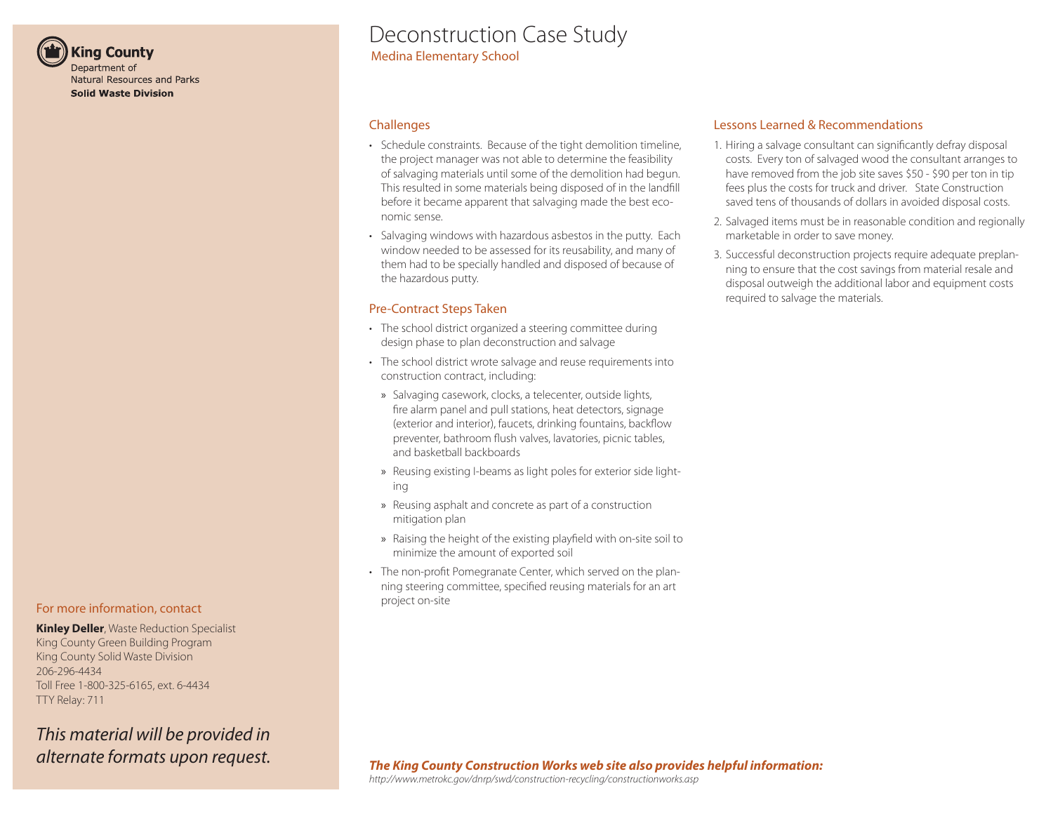**King County**
Department of
Natural Resources and Parks
**Solid Waste Division**

# Deconstruction Case Study

Medina Elementary School

## Challenges

- Schedule constraints. Because of the tight demolition timeline, the project manager was not able to determine the feasibility of salvaging materials until some of the demolition had begun. This resulted in some materials being disposed of in the landfill before it became apparent that salvaging made the best economic sense.
- Salvaging windows with hazardous asbestos in the putty. Each window needed to be assessed for its reusability, and many of them had to be specially handled and disposed of because of the hazardous putty.

## Pre-Contract Steps Taken

- The school district organized a steering committee during design phase to plan deconstruction and salvage
- The school district wrote salvage and reuse requirements into construction contract, including:
  - Salvaging casework, clocks, a telecenter, outside lights, fire alarm panel and pull stations, heat detectors, signage (exterior and interior), faucets, drinking fountains, backflow preventer, bathroom flush valves, lavatories, picnic tables, and basketball backboards
  - Reusing existing I-beams as light poles for exterior side lighting
  - Reusing asphalt and concrete as part of a construction mitigation plan
  - Raising the height of the existing playfield with on-site soil to minimize the amount of exported soil
- The non-profit Pomegranate Center, which served on the planning steering committee, specified reusing materials for an art project on-site

## Lessons Learned & Recommendations

1. Hiring a salvage consultant can significantly defray disposal costs. Every ton of salvaged wood the consultant arranges to have removed from the job site saves $50 - $90 per ton in tip fees plus the costs for truck and driver. State Construction saved tens of thousands of dollars in avoided disposal costs.
2. Salvaged items must be in reasonable condition and regionally marketable in order to save money.
3. Successful deconstruction projects require adequate preplanning to ensure that the cost savings from material resale and disposal outweigh the additional labor and equipment costs required to salvage the materials.

## For more information, contact

**Kinley Deller**, Waste Reduction Specialist
King County Green Building Program
King County Solid Waste Division
206-296-4434
Toll Free 1-800-325-6165, ext. 6-4434
TTY Relay: 711

*This material will be provided in alternate formats upon request.*

***The King County Construction Works web site also provides helpful information:***
*http://www.metrokc.gov/dnrp/swd/construction-recycling/constructionworks.asp*